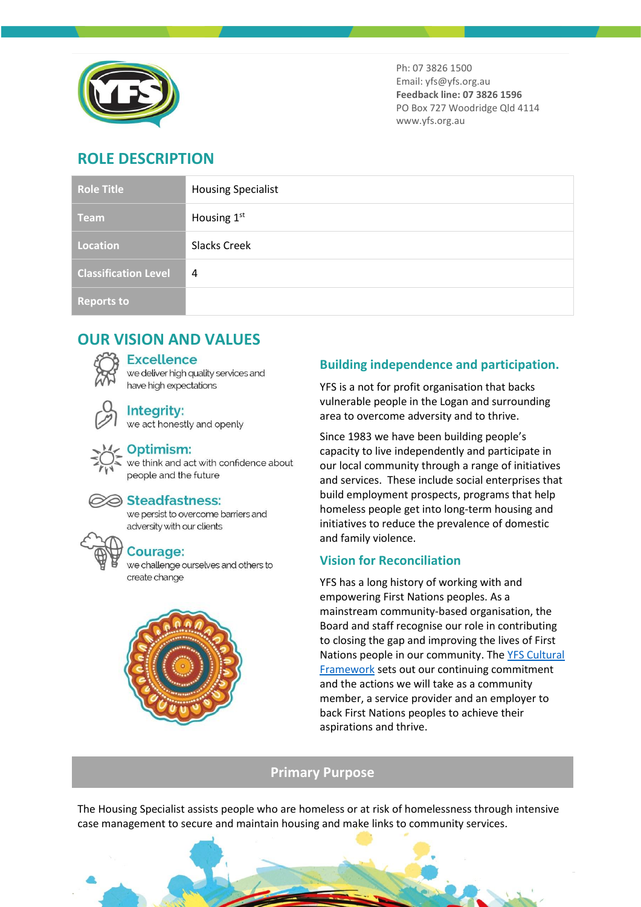Ph: 07 3826 1500
Email: yfs@yfs.org.au
**Feedback line: 07 3826 1596**
PO Box 727 Woodridge Qld 4114
www.yfs.org.au

## ROLE DESCRIPTION

| Role Title | Housing Specialist |
|---|---|
| Team | Housing 1st |
| Location | Slacks Creek |
| Classification Level | 4 |
| Reports to | |

## OUR VISION AND VALUES

### Excellence

we deliver high quality services and have high expectations

### Integrity:

we act honestly and openly

### Optimism:

we think and act with confidence about people and the future

### Steadfastness:

we persist to overcome barriers and adversity with our clients

### Courage:

we challenge ourselves and others to create change

### Building independence and participation.

YFS is a not for profit organisation that backs vulnerable people in the Logan and surrounding area to overcome adversity and to thrive.

Since 1983 we have been building people's capacity to live independently and participate in our local community through a range of initiatives and services. These include social enterprises that build employment prospects, programs that help homeless people get into long-term housing and initiatives to reduce the prevalence of domestic and family violence.

### Vision for Reconciliation

YFS has a long history of working with and empowering First Nations peoples. As a mainstream community-based organisation, the Board and staff recognise our role in contributing to closing the gap and improving the lives of First Nations people in our community. The YFS Cultural Framework sets out our continuing commitment and the actions we will take as a community member, a service provider and an employer to back First Nations peoples to achieve their aspirations and thrive.

## Primary Purpose

The Housing Specialist assists people who are homeless or at risk of homelessness through intensive case management to secure and maintain housing and make links to community services.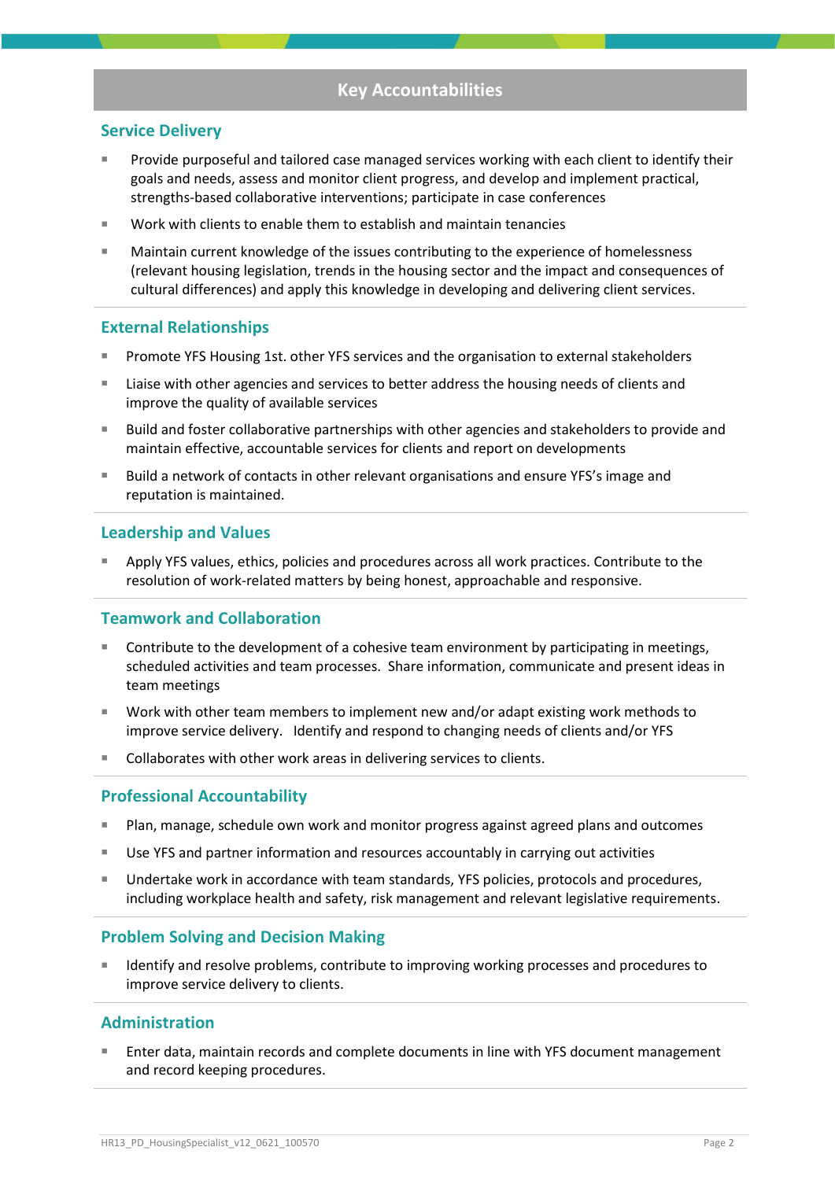## Key Accountabilities

### Service Delivery

- Provide purposeful and tailored case managed services working with each client to identify their goals and needs, assess and monitor client progress, and develop and implement practical, strengths-based collaborative interventions; participate in case conferences
- Work with clients to enable them to establish and maintain tenancies
- Maintain current knowledge of the issues contributing to the experience of homelessness (relevant housing legislation, trends in the housing sector and the impact and consequences of cultural differences) and apply this knowledge in developing and delivering client services.

### External Relationships

- Promote YFS Housing 1st. other YFS services and the organisation to external stakeholders
- Liaise with other agencies and services to better address the housing needs of clients and improve the quality of available services
- Build and foster collaborative partnerships with other agencies and stakeholders to provide and maintain effective, accountable services for clients and report on developments
- Build a network of contacts in other relevant organisations and ensure YFS's image and reputation is maintained.

### Leadership and Values

- Apply YFS values, ethics, policies and procedures across all work practices. Contribute to the resolution of work-related matters by being honest, approachable and responsive.

### Teamwork and Collaboration

- Contribute to the development of a cohesive team environment by participating in meetings, scheduled activities and team processes. Share information, communicate and present ideas in team meetings
- Work with other team members to implement new and/or adapt existing work methods to improve service delivery. Identify and respond to changing needs of clients and/or YFS
- Collaborates with other work areas in delivering services to clients.

### Professional Accountability

- Plan, manage, schedule own work and monitor progress against agreed plans and outcomes
- Use YFS and partner information and resources accountably in carrying out activities
- Undertake work in accordance with team standards, YFS policies, protocols and procedures, including workplace health and safety, risk management and relevant legislative requirements.

### Problem Solving and Decision Making

- Identify and resolve problems, contribute to improving working processes and procedures to improve service delivery to clients.

### Administration

- Enter data, maintain records and complete documents in line with YFS document management and record keeping procedures.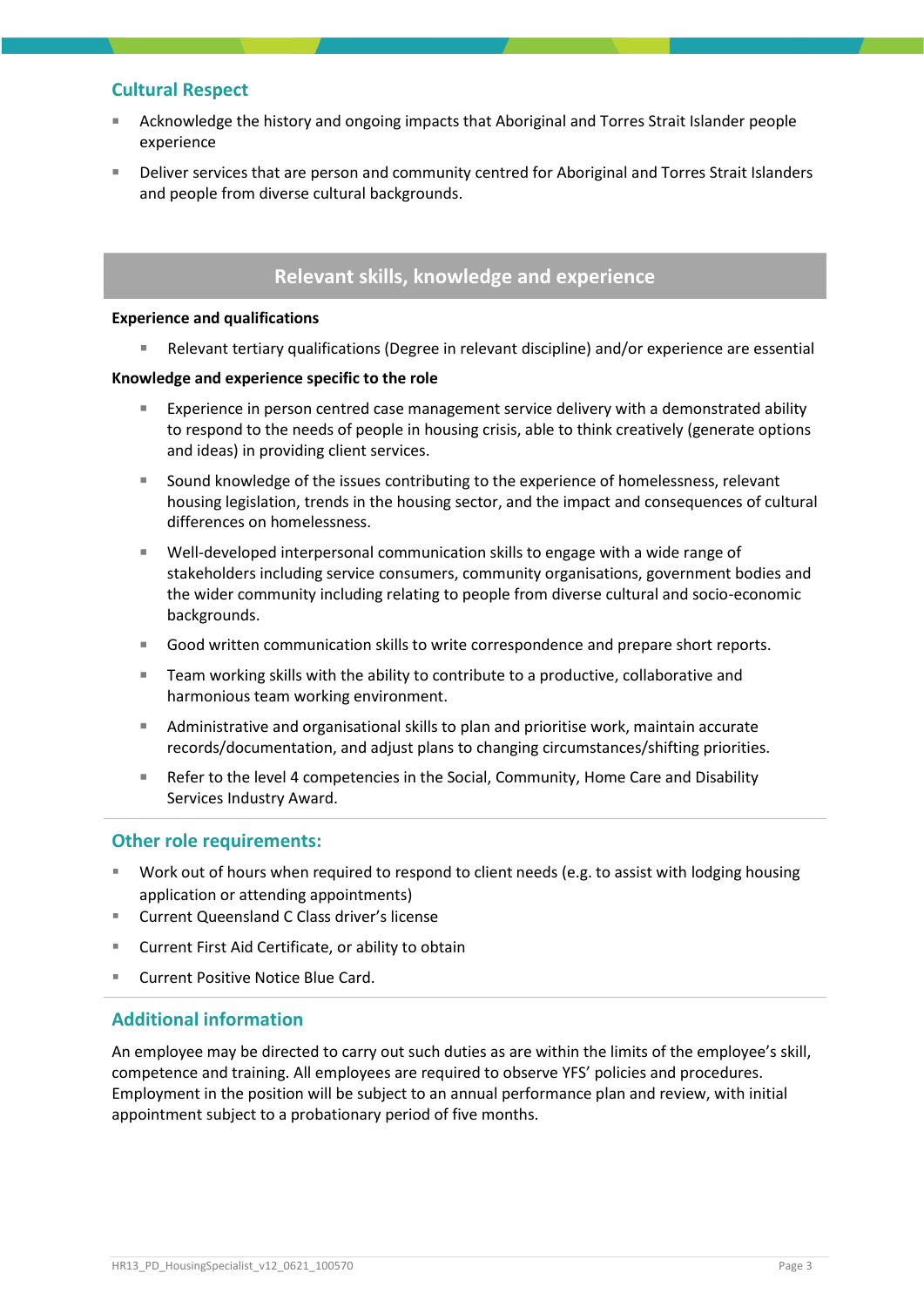## Cultural Respect

- Acknowledge the history and ongoing impacts that Aboriginal and Torres Strait Islander people experience
- Deliver services that are person and community centred for Aboriginal and Torres Strait Islanders and people from diverse cultural backgrounds.

## Relevant skills, knowledge and experience

**Experience and qualifications**

- Relevant tertiary qualifications (Degree in relevant discipline) and/or experience are essential

**Knowledge and experience specific to the role**

- Experience in person centred case management service delivery with a demonstrated ability to respond to the needs of people in housing crisis, able to think creatively (generate options and ideas) in providing client services.
- Sound knowledge of the issues contributing to the experience of homelessness, relevant housing legislation, trends in the housing sector, and the impact and consequences of cultural differences on homelessness.
- Well-developed interpersonal communication skills to engage with a wide range of stakeholders including service consumers, community organisations, government bodies and the wider community including relating to people from diverse cultural and socio-economic backgrounds.
- Good written communication skills to write correspondence and prepare short reports.
- Team working skills with the ability to contribute to a productive, collaborative and harmonious team working environment.
- Administrative and organisational skills to plan and prioritise work, maintain accurate records/documentation, and adjust plans to changing circumstances/shifting priorities.
- Refer to the level 4 competencies in the Social, Community, Home Care and Disability Services Industry Award.

## Other role requirements:

- Work out of hours when required to respond to client needs (e.g. to assist with lodging housing application or attending appointments)
- Current Queensland C Class driver's license
- Current First Aid Certificate, or ability to obtain
- Current Positive Notice Blue Card.

## Additional information

An employee may be directed to carry out such duties as are within the limits of the employee's skill, competence and training. All employees are required to observe YFS' policies and procedures. Employment in the position will be subject to an annual performance plan and review, with initial appointment subject to a probationary period of five months.